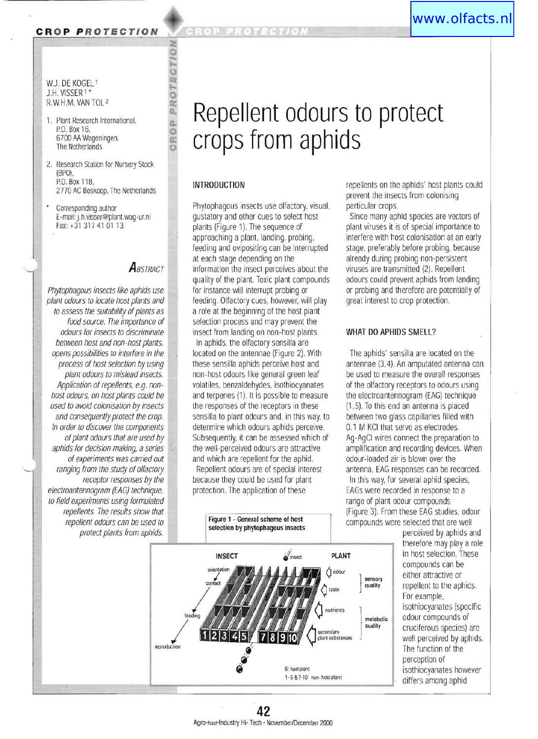W.J. DE KOGEL [1]
J.H. VISSER [1*]
R.W.H.M. VAN TOL [2]

1. Plant Research International, P.O. Box 16, 6700 AA Wageningen, The Netherlands
2. Research Station for Nursery Stock (BPO), P.O. Box 118, 2770 AC Boskoop, The Netherlands

\* Corresponding author
E-mail: j.h.visser@plant.wag-ur.nl
Fax: +31 317 41 01 13

# Repellent odours to protect crops from aphids

## Abstract

*Phytophagous insects like aphids use plant odours to locate host plants and to assess the suitability of plants as food source. The importance of odours for insects to discriminate between host and non-host plants, opens possibilities to interfere in the process of host selection by using plant odours to mislead insects. Application of repellents, e.g. non-host odours, on host plants could be used to avoid colonisation by insects and consequently protect the crop. In order to discover the components of plant odours that are used by aphids for decision making, a series of experiments was carried out ranging from the study of olfactory receptor responses by the electroantennogram (EAG) technique, to field experiments using formulated repellents. The results show that repellent odours can be used to protect plants from aphids.*

## INTRODUCTION

Phytophagous insects use olfactory, visual, gustatory and other cues to select host plants (Figure 1). The sequence of approaching a plant, landing, probing, feeding and ovipositing can be interrupted at each stage depending on the information the insect perceives about the quality of the plant. Toxic plant compounds for instance will interrupt probing or feeding. Olfactory cues, however, will play a role at the beginning of the host plant selection process and may prevent the insect from landing on non-host plants.

In aphids, the olfactory sensilla are located on the antennae (Figure 2). With these sensilla aphids perceive host and non-host odours like general green leaf volatiles, benzaldehydes, isothiocyanates and terpenes (1). It is possible to measure the responses of the receptors in these sensilla to plant odours and, in this way, to determine which odours aphids perceive. Subsequently, it can be assessed which of the well-perceived odours are attractive and which are repellent for the aphid.

Repellent odours are of special interest because they could be used for plant protection. The application of these repellents on the aphids' host plants could prevent the insects from colonising particular crops.

Since many aphid species are vectors of plant viruses it is of special importance to interfere with host colonisation at an early stage, preferably before probing, because already during probing non-persistent viruses are transmitted (2). Repellent odours could prevent aphids from landing or probing and therefore are potentially of great interest to crop protection.

## WHAT DO APHIDS SMELL?

The aphids' sensilla are located on the antennae (3,4). An amputated antenna can be used to measure the overall responses of the olfactory receptors to odours using the electroantennogram (EAG) technique (1,5). To this end an antenna is placed between two glass capillaries filled with 0.1 M KCl that serve as electrodes. Ag-AgCl wires connect the preparation to amplification and recording devices. When odour-loaded air is blown over the antenna, EAG responses can be recorded.

In this way, for several aphid species, EAGs were recorded in response to a range of plant odour compounds (Figure 3). From these EAG studies, odour compounds were selected that are well perceived by aphids and therefore may play a role in host selection. These compounds can be either attractive or repellent to the aphids. For example, isothiocyanates (specific odour compounds of cruciferous species) are well perceived by aphids. The function of the perception of isothiocyanates however differs among aphid

**Figure 1 - General scheme of host selection by phytophagous insects**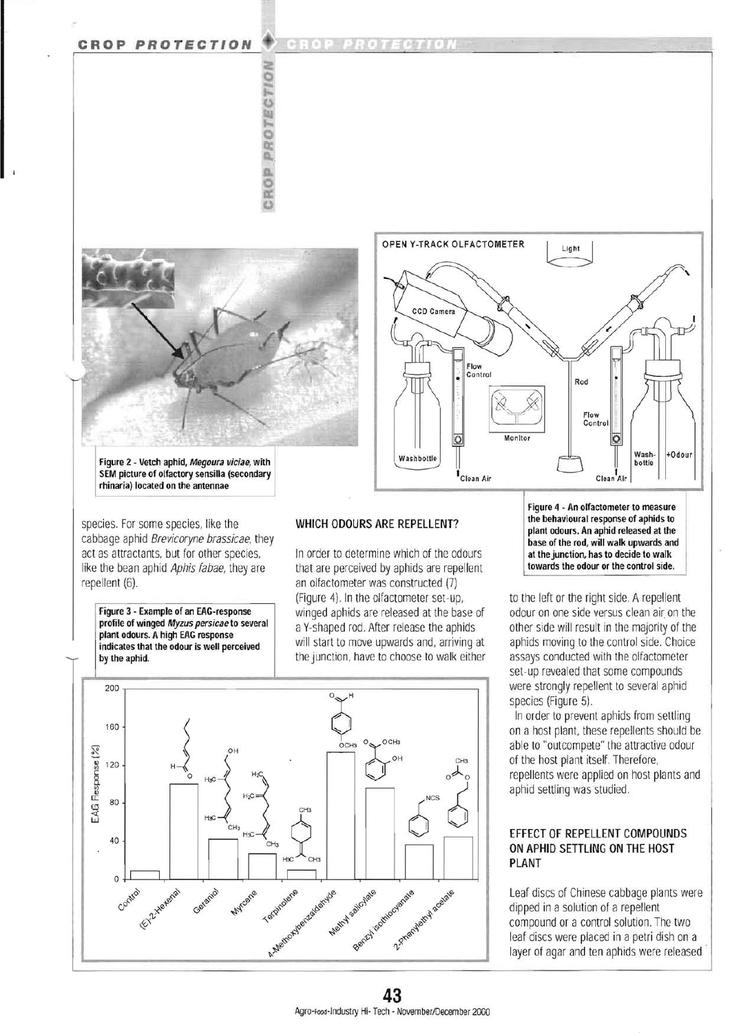Figure 2 - Vetch aphid, *Megoura viciae*, with SEM picture of olfactory sensilla (secondary rhinaria) located on the antennae

Figure 4 - An olfactometer to measure the behavioural response of aphids to plant odours. An aphid released at the base of the rod, will walk upwards and at the junction, has to decide to walk towards the odour or the control side.

species. For some species, like the cabbage aphid *Brevicoryne brassicae*, they act as attractants, but for other species, like the bean aphid *Aphis fabae*, they are repellent (6).

Figure 3 - Example of an EAG-response profile of winged *Myzus persicae* to several plant odours. A high EAG response indicates that the odour is well perceived by the aphid.

## WHICH ODOURS ARE REPELLENT?

In order to determine which of the odours that are perceived by aphids are repellent an olfactometer was constructed (7) (Figure 4). In the olfactometer set-up, winged aphids are released at the base of a Y-shaped rod. After release the aphids will start to move upwards and, arriving at the junction, have to choose to walk either to the left or the right side. A repellent odour on one side versus clean air on the other side will result in the majority of the aphids moving to the control side. Choice assays conducted with the olfactometer set-up revealed that some compounds were strongly repellent to several aphid species (Figure 5).

In order to prevent aphids from settling on a host plant, these repellents should be able to "outcompete" the attractive odour of the host plant itself. Therefore, repellents were applied on host plants and aphid settling was studied.

## EFFECT OF REPELLENT COMPOUNDS ON APHID SETTLING ON THE HOST PLANT

Leaf discs of Chinese cabbage plants were dipped in a solution of a repellent compound or a control solution. The two leaf discs were placed in a petri dish on a layer of agar and ten aphids were released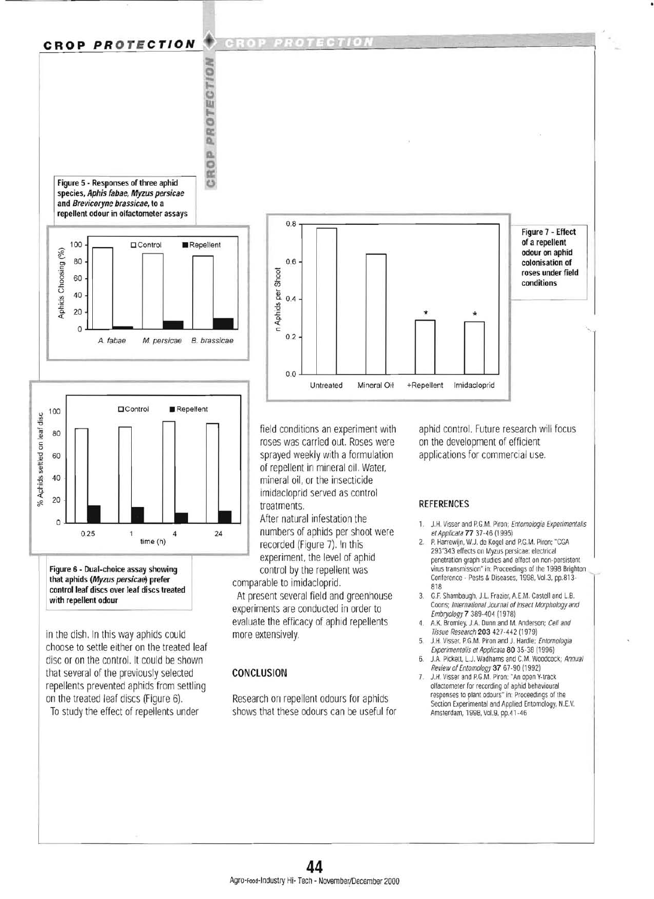Figure 5 - Responses of three aphid species, *Aphis fabae*, *Myzus persicae* and *Brevicoryne brassicae*, to a repellent odour in olfactometer assays

Aphids Choosing (%)
100
80
60
40
20
0
Control
Repellent
A. fabae
M. persicae
B. brassicae

n Aphids per Shoot
0.8
0.6
0.4
0.2
0.0
Untreated
Mineral Oil
+Repellent
Imidacloprid
*
*

Figure 7 - Effect of a repellent odour on aphid colonisation of roses under field conditions

% Aphids settled on leaf disc
100
80
60
40
20
0
Control
Repellent
0.25
1
4
24
time (h)

Figure 6 - Dual-choice assay showing that aphids (*Myzus persicae*) prefer control leaf discs over leaf discs treated with repellent odour

in the dish. In this way aphids could choose to settle either on the treated leaf disc or on the control. It could be shown that several of the previously selected repellents prevented aphids from settling on the treated leaf discs (Figure 6).

To study the effect of repellents under field conditions an experiment with roses was carried out. Roses were sprayed weekly with a formulation of repellent in mineral oil. Water, mineral oil, or the insecticide imidacloprid served as control treatments.

After natural infestation the numbers of aphids per shoot were recorded (Figure 7). In this experiment, the level of aphid control by the repellent was comparable to imidacloprid.

At present several field and greenhouse experiments are conducted in order to evaluate the efficacy of aphid repellents more extensively.

## CONCLUSION

Research on repellent odours for aphids shows that these odours can be useful for aphid control. Future research will focus on the development of efficient applications for commercial use.

## REFERENCES

1. J.H. Visser and P.G.M. Piron; *Entomologia Experimentalis et Applicata* **77** 37-46 (1995)
2. P. Harrewijn, W.J. de Kogel and P.G.M. Piron; "CGA 293'343 effects on Myzus persicae: electrical penetration graph studies and effect on non-persistent virus transmission" in: Proceedings of the 1998 Brighton Conference - Pests & Diseases, 1998, Vol.3, pp.813-818
3. G.F. Shambaugh, J.L. Frazier, A.E.M. Castell and L.B. Coons; *International Journal of Insect Morphology and Embryology* **7** 389-404 (1978)
4. A.K. Bromley, J.A. Dunn and M. Anderson; *Cell and Tissue Research* **203** 427-442 (1979)
5. J.H. Visser, P.G.M. Piron and J. Hardie; *Entomologia Experimentalis et Applicata* **80** 35-38 (1996)
6. J.A. Pickett, L.J. Wadhams and C.M. Woodcock; *Annual Review of Entomology* **37** 67-90 (1992)
7. J.H. Visser and P.G.M. Piron; "An open Y-track olfactometer for recording of aphid behavioural responses to plant odours" in: Proceedings of the Section Experimental and Applied Entomology, N.E.V. Amsterdam, 1998, Vol.9, pp.41-46